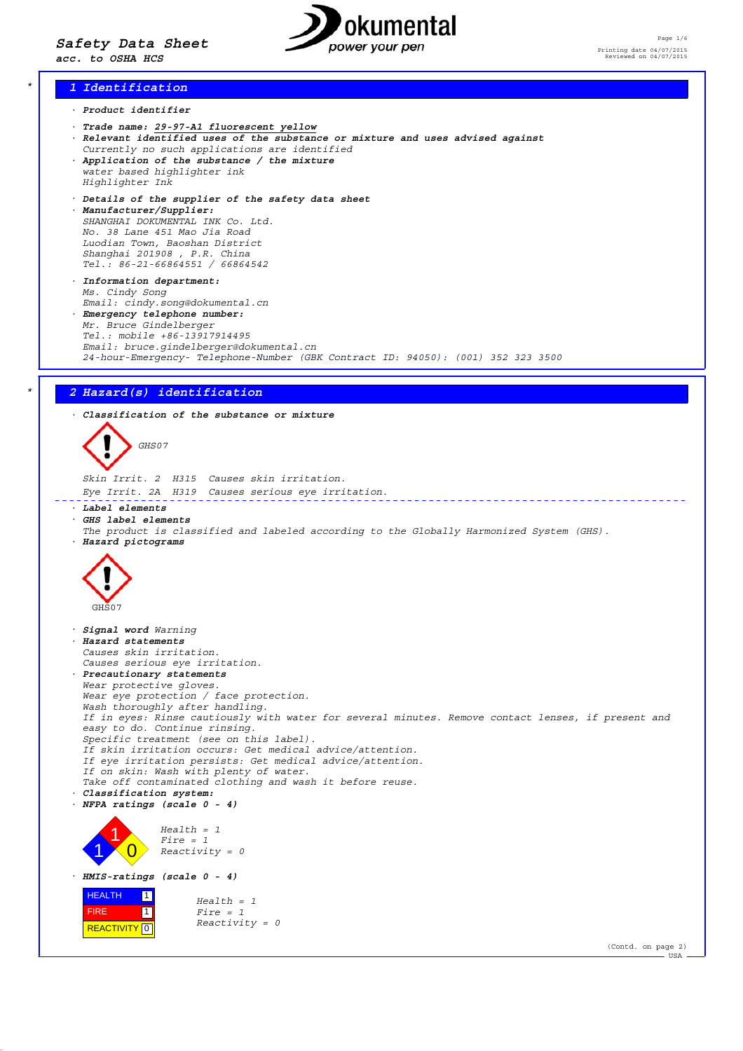# Safety Data Sheet
acc. to OSHA HCS

Printing date 04/07/2015 Reviewed on 04/07/2015

## 1 Identification

· **Product identifier**

· **Trade name:** 29-97-A1 fluorescent yellow
· **Relevant identified uses of the substance or mixture and uses advised against**
Currently no such applications are identified
· **Application of the substance / the mixture**
water based highlighter ink
Highlighter Ink

· **Details of the supplier of the safety data sheet**
· **Manufacturer/Supplier:**
SHANGHAI DOKUMENTAL INK Co. Ltd.
No. 38 Lane 451 Mao Jia Road
Luodian Town, Baoshan District
Shanghai 201908 , P.R. China
Tel.: 86-21-66864551 / 66864542

· **Information department:**
Ms. Cindy Song
Email: cindy.song@dokumental.cn
· **Emergency telephone number:**
Mr. Bruce Gindelberger
Tel.: mobile +86-13917914495
Email: bruce.gindelberger@dokumental.cn
24-hour-Emergency- Telephone-Number (GBK Contract ID: 94050): (001) 352 323 3500

## 2 Hazard(s) identification

· **Classification of the substance or mixture**

GHS07

Skin Irrit. 2 H315 Causes skin irritation.
Eye Irrit. 2A H319 Causes serious eye irritation.

· **Label elements**
· **GHS label elements**
The product is classified and labeled according to the Globally Harmonized System (GHS).
· **Hazard pictograms**

GHS07

· **Signal word** Warning
· **Hazard statements**
Causes skin irritation.
Causes serious eye irritation.
· **Precautionary statements**
Wear protective gloves.
Wear eye protection / face protection.
Wash thoroughly after handling.
If in eyes: Rinse cautiously with water for several minutes. Remove contact lenses, if present and easy to do. Continue rinsing.
Specific treatment (see on this label).
If skin irritation occurs: Get medical advice/attention.
If eye irritation persists: Get medical advice/attention.
If on skin: Wash with plenty of water.
Take off contaminated clothing and wash it before reuse.
· **Classification system:**
· **NFPA ratings (scale 0 - 4)**

Health = 1
Fire = 1
Reactivity = 0

· **HMIS-ratings (scale 0 - 4)**

| | |
|---|---|
| HEALTH | 1 |
| FIRE | 1 |
| REACTIVITY | 0 |

Health = 1
Fire = 1
Reactivity = 0

(Contd. on page 2)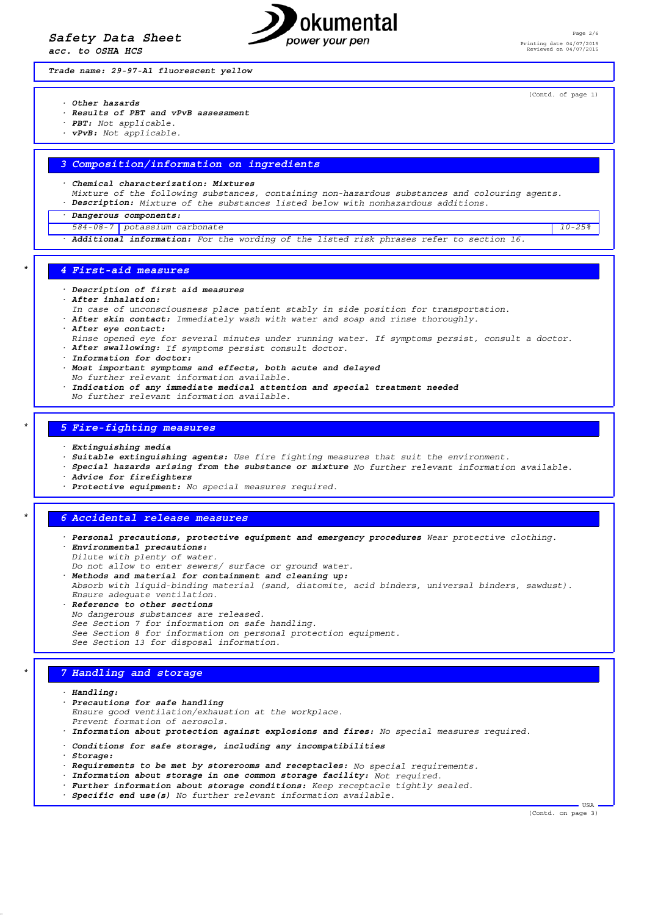Trade name: 29-97-A1 fluorescent yellow

(Contd. of page 1)

· **Other hazards**
· **Results of PBT and vPvB assessment**
· **PBT:** Not applicable.
· **vPvB:** Not applicable.

## 3 Composition/information on ingredients

· **Chemical characterization: Mixtures**
Mixture of the following substances, containing non-hazardous substances and colouring agents.
· **Description:** Mixture of the substances listed below with nonhazardous additions.

· **Dangerous components:**

| | | |
|---|---|---|
| 584-08-7 | potassium carbonate | 10-25% |

· **Additional information:** For the wording of the listed risk phrases refer to section 16.

## 4 First-aid measures

· **Description of first aid measures**
· **After inhalation:**
In case of unconsciousness place patient stably in side position for transportation.
· **After skin contact:** Immediately wash with water and soap and rinse thoroughly.
· **After eye contact:**
Rinse opened eye for several minutes under running water. If symptoms persist, consult a doctor.
· **After swallowing:** If symptoms persist consult doctor.
· **Information for doctor:**
· **Most important symptoms and effects, both acute and delayed**
No further relevant information available.
· **Indication of any immediate medical attention and special treatment needed**
No further relevant information available.

## 5 Fire-fighting measures

· **Extinguishing media**
· **Suitable extinguishing agents:** Use fire fighting measures that suit the environment.
· **Special hazards arising from the substance or mixture** No further relevant information available.
· **Advice for firefighters**
· **Protective equipment:** No special measures required.

## 6 Accidental release measures

· **Personal precautions, protective equipment and emergency procedures** Wear protective clothing.
· **Environmental precautions:**
Dilute with plenty of water.
Do not allow to enter sewers/ surface or ground water.
· **Methods and material for containment and cleaning up:**
Absorb with liquid-binding material (sand, diatomite, acid binders, universal binders, sawdust).
Ensure adequate ventilation.
· **Reference to other sections**
No dangerous substances are released.
See Section 7 for information on safe handling.
See Section 8 for information on personal protection equipment.
See Section 13 for disposal information.

## 7 Handling and storage

· **Handling:**
· **Precautions for safe handling**
Ensure good ventilation/exhaustion at the workplace.
Prevent formation of aerosols.
· **Information about protection against explosions and fires:** No special measures required.

· **Conditions for safe storage, including any incompatibilities**
· **Storage:**
· **Requirements to be met by storerooms and receptacles:** No special requirements.
· **Information about storage in one common storage facility:** Not required.
· **Further information about storage conditions:** Keep receptacle tightly sealed.
· **Specific end use(s)** No further relevant information available.

(Contd. on page 3)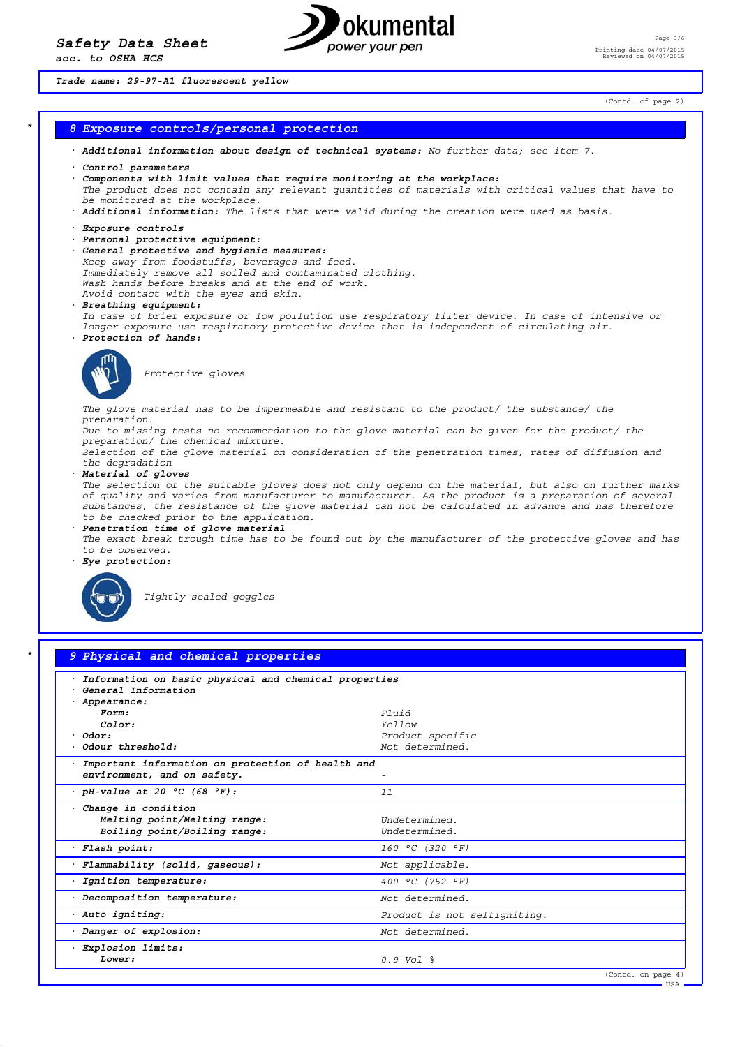Trade name: 29-97-A1 fluorescent yellow

(Contd. of page 2)

## 8 Exposure controls/personal protection

· **Additional information about design of technical systems:** No further data; see item 7.

· **Control parameters**
· **Components with limit values that require monitoring at the workplace:**
The product does not contain any relevant quantities of materials with critical values that have to be monitored at the workplace.
· **Additional information:** The lists that were valid during the creation were used as basis.

· **Exposure controls**
· **Personal protective equipment:**
· **General protective and hygienic measures:**
Keep away from foodstuffs, beverages and feed.
Immediately remove all soiled and contaminated clothing.
Wash hands before breaks and at the end of work.
Avoid contact with the eyes and skin.
· **Breathing equipment:**
In case of brief exposure or low pollution use respiratory filter device. In case of intensive or longer exposure use respiratory protective device that is independent of circulating air.
· **Protection of hands:**

Protective gloves

The glove material has to be impermeable and resistant to the product/ the substance/ the preparation.
Due to missing tests no recommendation to the glove material can be given for the product/ the preparation/ the chemical mixture.
Selection of the glove material on consideration of the penetration times, rates of diffusion and the degradation
· **Material of gloves**
The selection of the suitable gloves does not only depend on the material, but also on further marks of quality and varies from manufacturer to manufacturer. As the product is a preparation of several substances, the resistance of the glove material can not be calculated in advance and has therefore to be checked prior to the application.
· **Penetration time of glove material**
The exact break trough time has to be found out by the manufacturer of the protective gloves and has to be observed.
· **Eye protection:**

Tightly sealed goggles

## 9 Physical and chemical properties

| | |
|---|---|
| · **Information on basic physical and chemical properties** | |
| · **General Information** | |
| · **Appearance:** | |
| **Form:** | Fluid |
| **Color:** | Yellow |
| · **Odor:** | Product specific |
| · **Odour threshold:** | Not determined. |
| · **Important information on protection of health and environment, and on safety.** | - |
| · **pH-value at 20 °C (68 °F):** | 11 |
| · **Change in condition** | |
| **Melting point/Melting range:** | Undetermined. |
| **Boiling point/Boiling range:** | Undetermined. |
| · **Flash point:** | 160 °C (320 °F) |
| · **Flammability (solid, gaseous):** | Not applicable. |
| · **Ignition temperature:** | 400 °C (752 °F) |
| · **Decomposition temperature:** | Not determined. |
| · **Auto igniting:** | Product is not selfigniting. |
| · **Danger of explosion:** | Not determined. |
| · **Explosion limits:** | |
| **Lower:** | 0.9 Vol % |

(Contd. on page 4)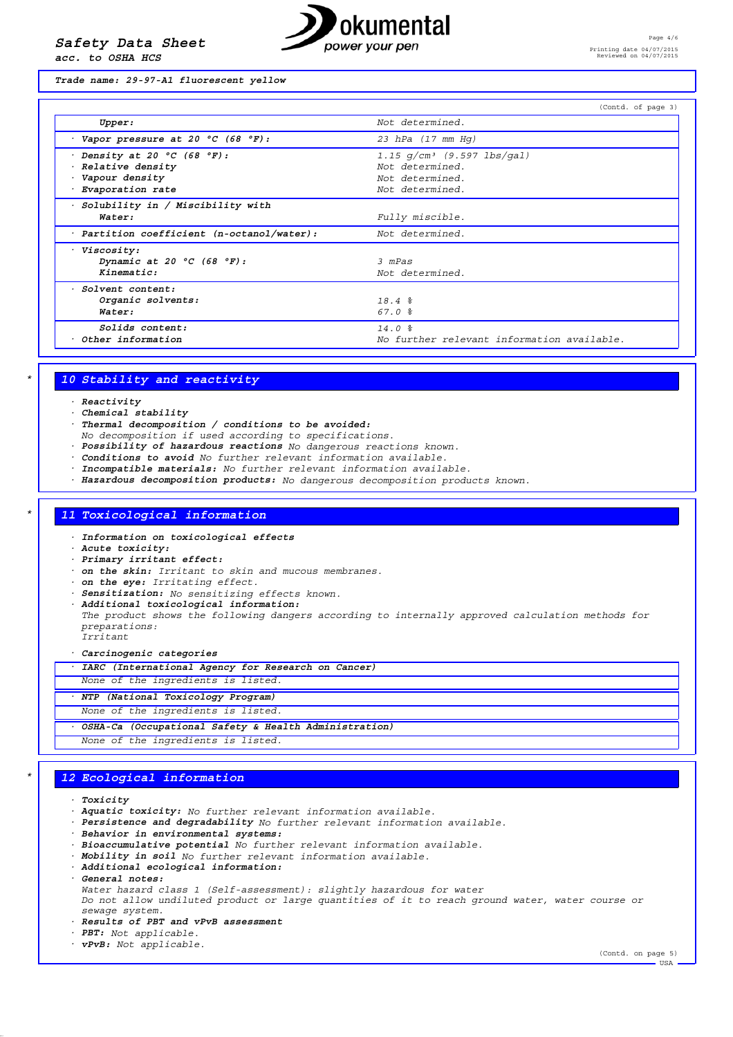Trade name: 29-97-A1 fluorescent yellow

(Contd. of page 3)

| | |
|---|---|
| **Upper:** | Not determined. |
| · **Vapor pressure at 20 °C (68 °F):** | 23 hPa (17 mm Hg) |
| · **Density at 20 °C (68 °F):** | 1.15 g/cm³ (9.597 lbs/gal) |
| · **Relative density** | Not determined. |
| · **Vapour density** | Not determined. |
| · **Evaporation rate** | Not determined. |
| · **Solubility in / Miscibility with** | |
| **Water:** | Fully miscible. |
| · **Partition coefficient (n-octanol/water):** | Not determined. |
| · **Viscosity:** | |
| **Dynamic at 20 °C (68 °F):** | 3 mPas |
| **Kinematic:** | Not determined. |
| · **Solvent content:** | |
| **Organic solvents:** | 18.4 % |
| **Water:** | 67.0 % |
| **Solids content:** | 14.0 % |
| · **Other information** | No further relevant information available. |

## 10 Stability and reactivity

- **Reactivity**
- **Chemical stability**
- **Thermal decomposition / conditions to be avoided:**
  No decomposition if used according to specifications.
- **Possibility of hazardous reactions** No dangerous reactions known.
- **Conditions to avoid** No further relevant information available.
- **Incompatible materials:** No further relevant information available.
- **Hazardous decomposition products:** No dangerous decomposition products known.

## 11 Toxicological information

- **Information on toxicological effects**
- **Acute toxicity:**
- **Primary irritant effect:**
- **on the skin:** Irritant to skin and mucous membranes.
- **on the eye:** Irritating effect.
- **Sensitization:** No sensitizing effects known.
- **Additional toxicological information:**
  The product shows the following dangers according to internally approved calculation methods for preparations:
  Irritant
- **Carcinogenic categories**

| · **IARC (International Agency for Research on Cancer)** |
|---|
| None of the ingredients is listed. |

| · **NTP (National Toxicology Program)** |
|---|
| None of the ingredients is listed. |

| · **OSHA-Ca (Occupational Safety & Health Administration)** |
|---|
| None of the ingredients is listed. |

## 12 Ecological information

- **Toxicity**
- **Aquatic toxicity:** No further relevant information available.
- **Persistence and degradability** No further relevant information available.
- **Behavior in environmental systems:**
- **Bioaccumulative potential** No further relevant information available.
- **Mobility in soil** No further relevant information available.
- **Additional ecological information:**
- **General notes:**
  Water hazard class 1 (Self-assessment): slightly hazardous for water
  Do not allow undiluted product or large quantities of it to reach ground water, water course or sewage system.
- **Results of PBT and vPvB assessment**
- **PBT:** Not applicable.
- **vPvB:** Not applicable.

(Contd. on page 5)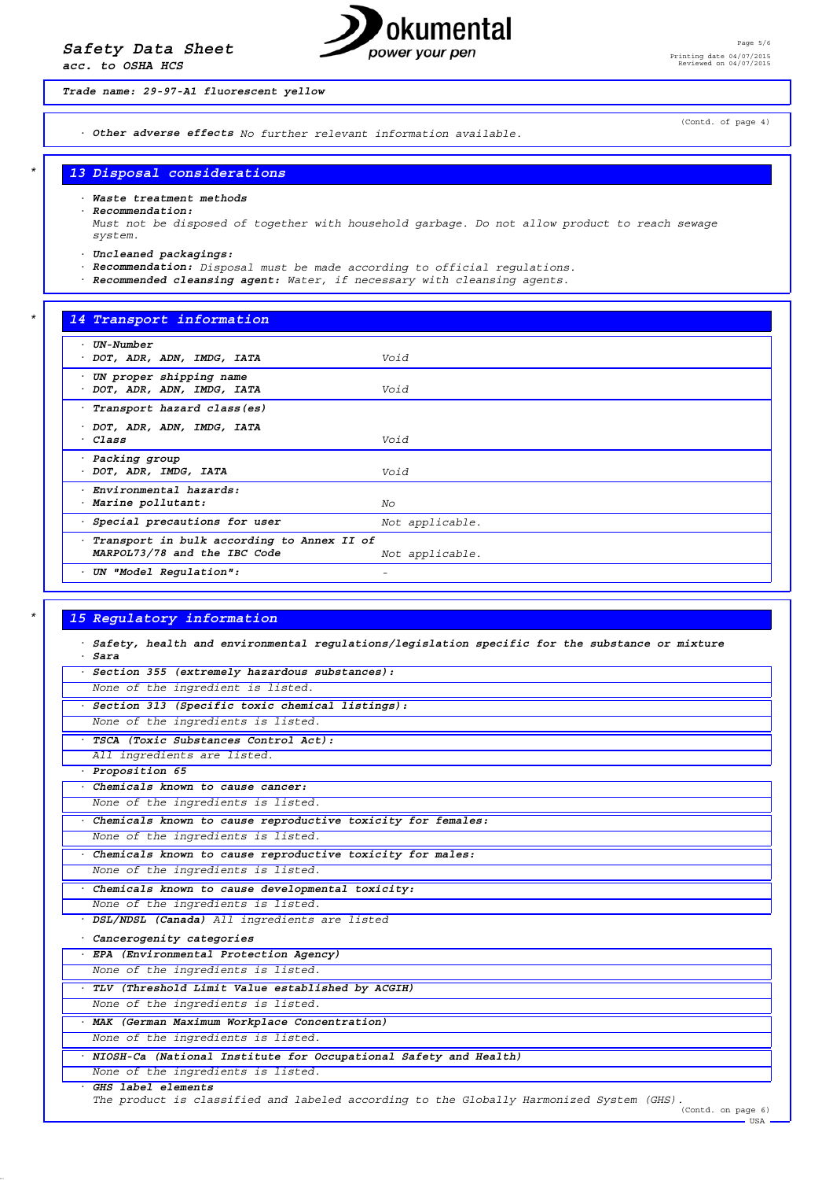Trade name: 29-97-A1 fluorescent yellow

(Contd. of page 4)

· **Other adverse effects** No further relevant information available.

## 13 Disposal considerations

· **Waste treatment methods**
· **Recommendation:**
Must not be disposed of together with household garbage. Do not allow product to reach sewage system.

· **Uncleaned packagings:**
· **Recommendation:** Disposal must be made according to official regulations.
· **Recommended cleansing agent:** Water, if necessary with cleansing agents.

## 14 Transport information

| | |
|---|---|
| · **UN-Number** | |
| · **DOT, ADR, ADN, IMDG, IATA** | Void |
| · **UN proper shipping name** | |
| · **DOT, ADR, ADN, IMDG, IATA** | Void |
| · **Transport hazard class(es)** | |
| · **DOT, ADR, ADN, IMDG, IATA** | |
| · **Class** | Void |
| · **Packing group** | |
| · **DOT, ADR, IMDG, IATA** | Void |
| · **Environmental hazards:** | |
| · **Marine pollutant:** | No |
| · **Special precautions for user** | Not applicable. |
| · **Transport in bulk according to Annex II of MARPOL73/78 and the IBC Code** | Not applicable. |
| · **UN "Model Regulation":** | - |

## 15 Regulatory information

· **Safety, health and environmental regulations/legislation specific for the substance or mixture**
· **Sara**

· **Section 355 (extremely hazardous substances):**
None of the ingredient is listed.

· **Section 313 (Specific toxic chemical listings):**
None of the ingredients is listed.

· **TSCA (Toxic Substances Control Act):**
All ingredients are listed.

· **Proposition 65**

· **Chemicals known to cause cancer:**
None of the ingredients is listed.

· **Chemicals known to cause reproductive toxicity for females:**
None of the ingredients is listed.

· **Chemicals known to cause reproductive toxicity for males:**
None of the ingredients is listed.

· **Chemicals known to cause developmental toxicity:**
None of the ingredients is listed.

· **DSL/NDSL (Canada)** All ingredients are listed

· **Cancerogenity categories**

· **EPA (Environmental Protection Agency)**
None of the ingredients is listed.

· **TLV (Threshold Limit Value established by ACGIH)**
None of the ingredients is listed.

· **MAK (German Maximum Workplace Concentration)**
None of the ingredients is listed.

· **NIOSH-Ca (National Institute for Occupational Safety and Health)**
None of the ingredients is listed.

· **GHS label elements**
The product is classified and labeled according to the Globally Harmonized System (GHS).

(Contd. on page 6)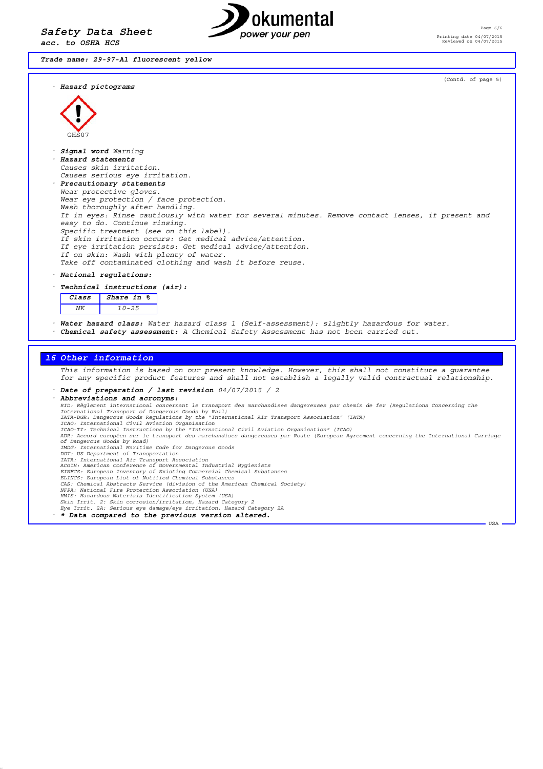Trade name: 29-97-A1 fluorescent yellow

(Contd. of page 5)

· **Hazard pictograms**

GHS07

· **Signal word** Warning
· **Hazard statements**
Causes skin irritation.
Causes serious eye irritation.
· **Precautionary statements**
Wear protective gloves.
Wear eye protection / face protection.
Wash thoroughly after handling.
If in eyes: Rinse cautiously with water for several minutes. Remove contact lenses, if present and easy to do. Continue rinsing.
Specific treatment (see on this label).
If skin irritation occurs: Get medical advice/attention.
If eye irritation persists: Get medical advice/attention.
If on skin: Wash with plenty of water.
Take off contaminated clothing and wash it before reuse.
· **National regulations:**
· **Technical instructions (air):**

| Class | Share in % |
|---|---|
| NK | 10-25 |

· **Water hazard class:** Water hazard class 1 (Self-assessment): slightly hazardous for water.
· **Chemical safety assessment:** A Chemical Safety Assessment has not been carried out.

## 16 Other information

This information is based on our present knowledge. However, this shall not constitute a guarantee for any specific product features and shall not establish a legally valid contractual relationship.

· **Date of preparation / last revision** 04/07/2015 / 2
· **Abbreviations and acronyms:**
RID: Règlement international concernant le transport des marchandises dangereuses par chemin de fer (Regulations Concerning the International Transport of Dangerous Goods by Rail)
IATA-DGR: Dangerous Goods Regulations by the "International Air Transport Association" (IATA)
ICAO: International Civil Aviation Organisation
ICAO-TI: Technical Instructions by the "International Civil Aviation Organisation" (ICAO)
ADR: Accord européen sur le transport des marchandises dangereuses par Route (European Agreement concerning the International Carriage of Dangerous Goods by Road)
IMDG: International Maritime Code for Dangerous Goods
DOT: US Department of Transportation
IATA: International Air Transport Association
ACGIH: American Conference of Governmental Industrial Hygienists
EINECS: European Inventory of Existing Commercial Chemical Substances
ELINCS: European List of Notified Chemical Substances
CAS: Chemical Abstracts Service (division of the American Chemical Society)
NFPA: National Fire Protection Association (USA)
HMIS: Hazardous Materials Identification System (USA)
Skin Irrit. 2: Skin corrosion/irritation, Hazard Category 2
Eye Irrit. 2A: Serious eye damage/eye irritation, Hazard Category 2A
· **\* Data compared to the previous version altered.**

USA